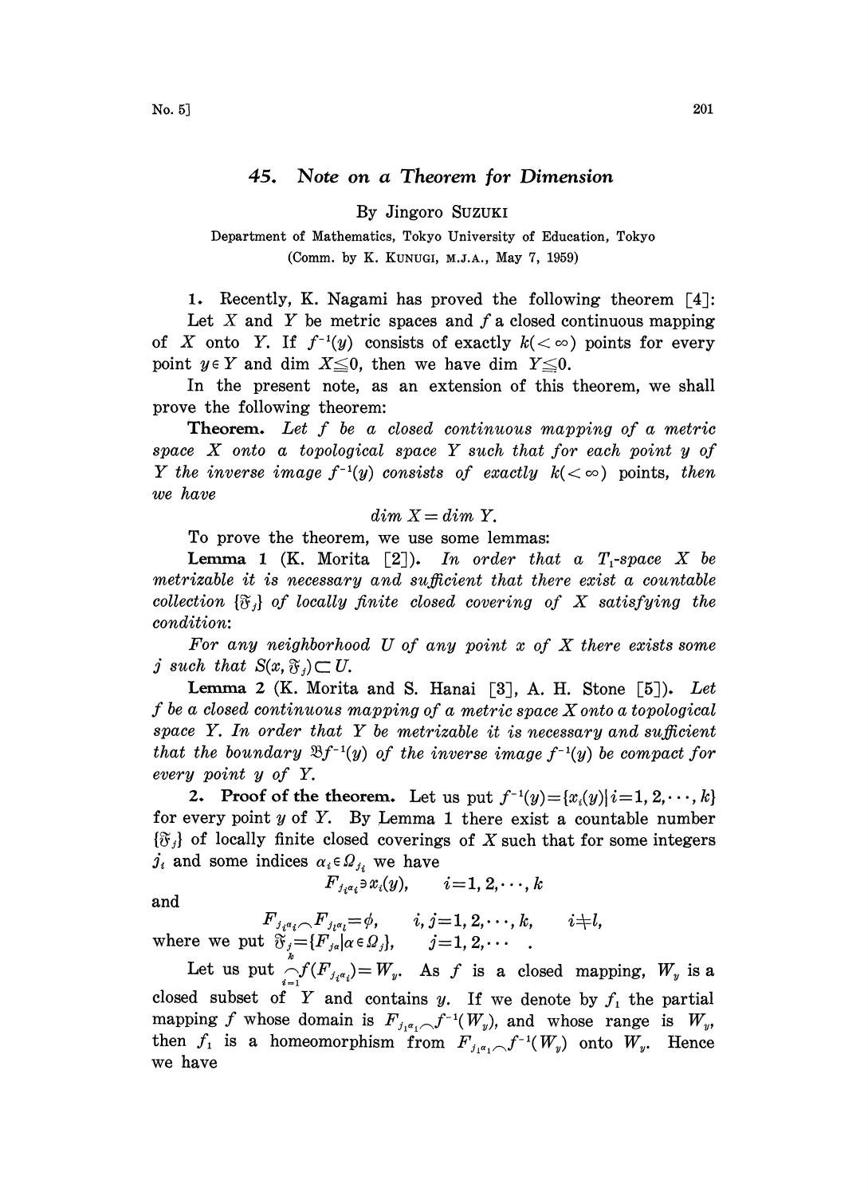# 45. Note on a Theorem for Dimension

By Jingoro SUZUKI

Department of Mathematics, Tokyo University of Education, Tokyo
(Comm. by K. KUNUGI, M.J.A., May 7, 1959)

1. Recently, K. Nagami has proved the following theorem [4]:

Let $X$ and $Y$ be metric spaces and $f$ a closed continuous mapping of $X$ onto $Y$. If $f^{-1}(y)$ consists of exactly $k(<\infty)$ points for every point $y \in Y$ and $\dim X \leqq 0$, then we have $\dim Y \leqq 0$.

In the present note, as an extension of this theorem, we shall prove the following theorem:

**Theorem.** *Let $f$ be a closed continuous mapping of a metric space $X$ onto a topological space $Y$ such that for each point $y$ of $Y$ the inverse image $f^{-1}(y)$ consists of exactly $k(<\infty)$ points, then we have*

$$\dim X = \dim Y.$$

To prove the theorem, we use some lemmas:

**Lemma 1** (K. Morita [2]). *In order that a $T_1$-space $X$ be metrizable it is necessary and sufficient that there exist a countable collection $\{\mathfrak{F}_j\}$ of locally finite closed covering of $X$ satisfying the condition:*

*For any neighborhood $U$ of any point $x$ of $X$ there exists some $j$ such that $S(x, \mathfrak{F}_j) \subset U$.*

**Lemma 2** (K. Morita and S. Hanai [3], A. H. Stone [5]). *Let $f$ be a closed continuous mapping of a metric space $X$ onto a topological space $Y$. In order that $Y$ be metrizable it is necessary and sufficient that the boundary $\mathfrak{B}f^{-1}(y)$ of the inverse image $f^{-1}(y)$ be compact for every point $y$ of $Y$.*

2. **Proof of the theorem.** Let us put $f^{-1}(y)=\{x_i(y) \mid i=1, 2, \cdots, k\}$ for every point $y$ of $Y$. By Lemma 1 there exist a countable number $\{\mathfrak{F}_j\}$ of locally finite closed coverings of $X$ such that for some integers $j_i$ and some indices $\alpha_i \in \Omega_{j_i}$ we have

$$F_{j_i \alpha_i} \ni x_i(y), \qquad i=1, 2, \cdots, k$$

and

$$F_{j_i \alpha_i} \frown F_{j_l \alpha_l} = \phi, \qquad i, j=1, 2, \cdots, k, \qquad i \neq l,$$

where we put $\mathfrak{F}_j = \{F_{j\alpha} \mid \alpha \in \Omega_j\}, \qquad j=1, 2, \cdots$ .

Let us put $\bigcap_{i=1}^{k} f(F_{j_i \alpha_i}) = W_y$. As $f$ is a closed mapping, $W_y$ is a closed subset of $Y$ and contains $y$. If we denote by $f_1$ the partial mapping $f$ whose domain is $F_{j_1 \alpha_1} \frown f^{-1}(W_y)$, and whose range is $W_y$, then $f_1$ is a homeomorphism from $F_{j_1 \alpha_1} \frown f^{-1}(W_y)$ onto $W_y$. Hence we have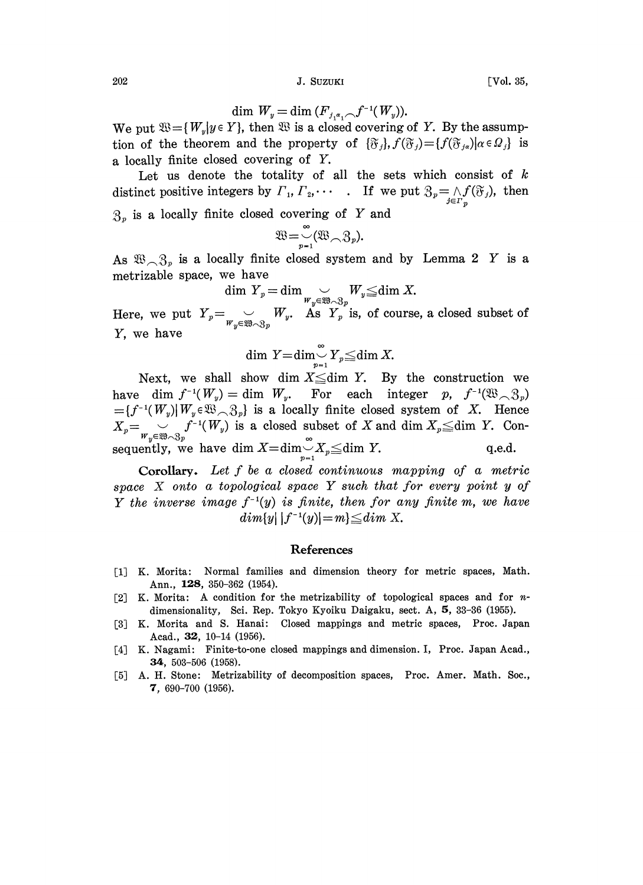$$\dim W_y = \dim (F_{j_1\alpha_1} \frown f^{-1}(W_y)).$$

We put $\mathfrak{W} = \{W_y | y \in Y\}$, then $\mathfrak{W}$ is a closed covering of $Y$. By the assumption of the theorem and the property of $\{\mathfrak{F}_j\}$, $f(\mathfrak{F}_j) = \{f(\mathfrak{F}_{j\alpha}) | \alpha \in \Omega_j\}$ is a locally finite closed covering of $Y$.

Let us denote the totality of all the sets which consist of $k$ distinct positive integers by $\Gamma_1, \Gamma_2, \cdots$ . If we put $\mathfrak{Z}_p = \underset{j \in \Gamma_p}{\wedge} f(\mathfrak{F}_j)$, then $\mathfrak{Z}_p$ is a locally finite closed covering of $Y$ and

$$\mathfrak{W} = \overset{\infty}{\underset{p=1}{\smile}} (\mathfrak{W} \frown \mathfrak{Z}_p).$$

As $\mathfrak{W} \frown \mathfrak{Z}_p$ is a locally finite closed system and by Lemma 2 $Y$ is a metrizable space, we have

$$\dim Y_p = \dim \underset{W_y \in \mathfrak{W} \frown \mathfrak{Z}_p}{\smile} W_y \leqq \dim X.$$

Here, we put $Y_p = \underset{W_y \in \mathfrak{W} \frown \mathfrak{Z}_p}{\smile} W_y$. As $Y_p$ is, of course, a closed subset of $Y$, we have

$$\dim Y = \dim \overset{\infty}{\underset{p=1}{\smile}} Y_p \leqq \dim X.$$

Next, we shall show $\dim X \leqq \dim Y$. By the construction we have $\dim f^{-1}(W_y) = \dim W_y$. For each integer $p$, $f^{-1}(\mathfrak{W} \frown \mathfrak{Z}_p) = \{f^{-1}(W_y) | W_y \in \mathfrak{W} \frown \mathfrak{Z}_p\}$ is a locally finite closed system of $X$. Hence $X_p = \underset{W_y \in \mathfrak{W} \frown \mathfrak{Z}_p}{\smile} f^{-1}(W_y)$ is a closed subset of $X$ and $\dim X_p \leqq \dim Y$. Consequently, we have $\dim X = \dim \overset{\infty}{\underset{p=1}{\smile}} X_p \leqq \dim Y$. q.e.d.

**Corollary.** *Let $f$ be a closed continuous mapping of a metric space $X$ onto a topological space $Y$ such that for every point $y$ of $Y$ the inverse image $f^{-1}(y)$ is finite, then for any finite $m$, we have*

$$\dim\{y | \, |f^{-1}(y)| = m\} \leqq \dim X.$$

## References

[1] K. Morita: Normal families and dimension theory for metric spaces, Math. Ann., **128**, 350–362 (1954).

[2] K. Morita: A condition for the metrizability of topological spaces and for $n$-dimensionality, Sci. Rep. Tokyo Kyoiku Daigaku, sect. A, **5**, 33–36 (1955).

[3] K. Morita and S. Hanai: Closed mappings and metric spaces, Proc. Japan Acad., **32**, 10–14 (1956).

[4] K. Nagami: Finite-to-one closed mappings and dimension. I, Proc. Japan Acad., **34**, 503–506 (1958).

[5] A. H. Stone: Metrizability of decomposition spaces, Proc. Amer. Math. Soc., **7**, 690–700 (1956).